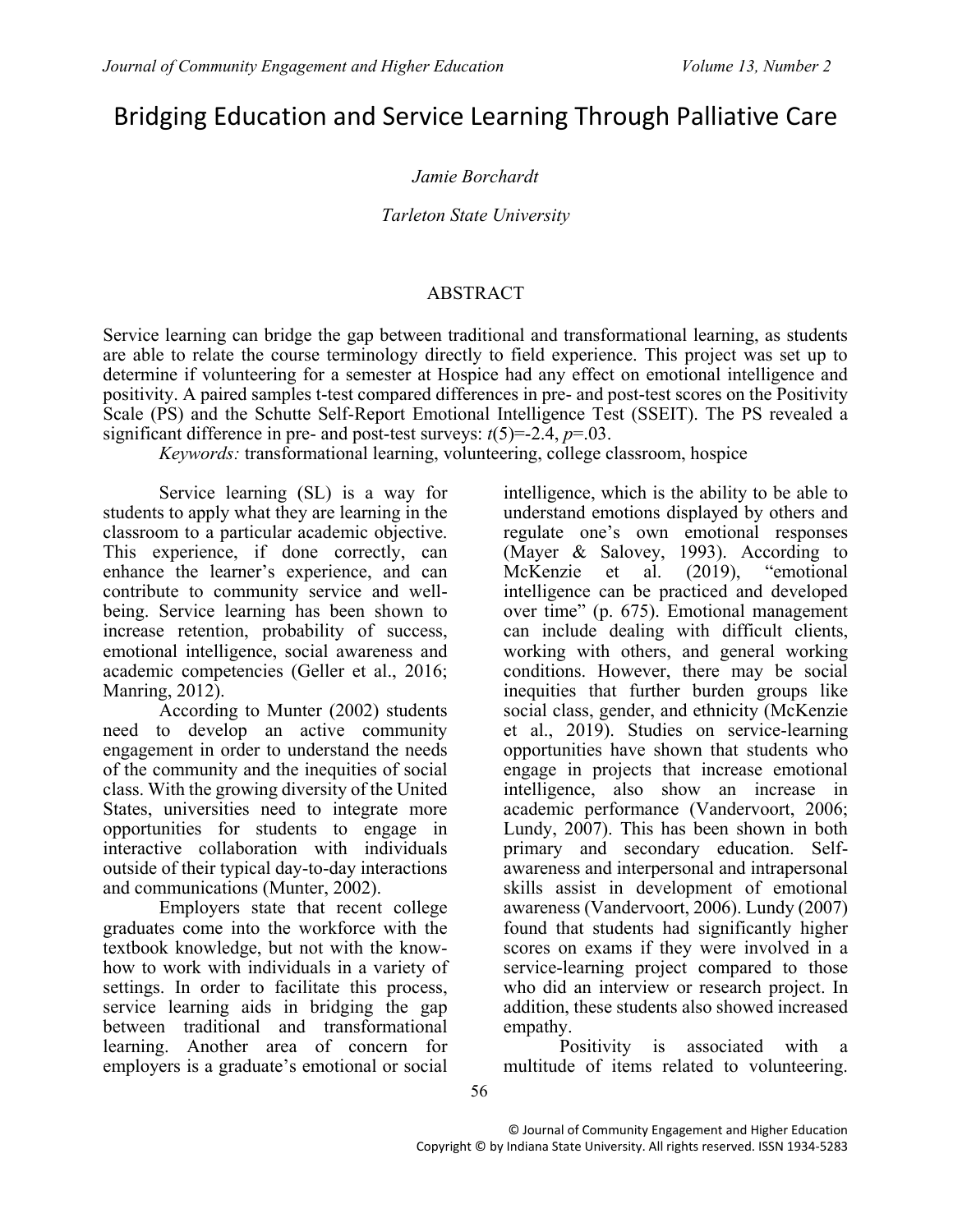# Bridging Education and Service Learning Through Palliative Care

*Jamie Borchardt*

*Tarleton State University*

## ABSTRACT

Service learning can bridge the gap between traditional and transformational learning, as students are able to relate the course terminology directly to field experience. This project was set up to determine if volunteering for a semester at Hospice had any effect on emotional intelligence and positivity. A paired samples t-test compared differences in pre- and post-test scores on the Positivity Scale (PS) and the Schutte Self-Report Emotional Intelligence Test (SSEIT). The PS revealed a significant difference in pre- and post-test surveys: $t(5)=-2.4$, $p=.03$.

*Keywords:* transformational learning, volunteering, college classroom, hospice

Service learning (SL) is a way for students to apply what they are learning in the classroom to a particular academic objective. This experience, if done correctly, can enhance the learner's experience, and can contribute to community service and well-being. Service learning has been shown to increase retention, probability of success, emotional intelligence, social awareness and academic competencies (Geller et al., 2016; Manring, 2012).

According to Munter (2002) students need to develop an active community engagement in order to understand the needs of the community and the inequities of social class. With the growing diversity of the United States, universities need to integrate more opportunities for students to engage in interactive collaboration with individuals outside of their typical day-to-day interactions and communications (Munter, 2002).

Employers state that recent college graduates come into the workforce with the textbook knowledge, but not with the know-how to work with individuals in a variety of settings. In order to facilitate this process, service learning aids in bridging the gap between traditional and transformational learning. Another area of concern for employers is a graduate's emotional or social intelligence, which is the ability to be able to understand emotions displayed by others and regulate one's own emotional responses (Mayer & Salovey, 1993). According to McKenzie et al. (2019), "emotional intelligence can be practiced and developed over time" (p. 675). Emotional management can include dealing with difficult clients, working with others, and general working conditions. However, there may be social inequities that further burden groups like social class, gender, and ethnicity (McKenzie et al., 2019). Studies on service-learning opportunities have shown that students who engage in projects that increase emotional intelligence, also show an increase in academic performance (Vandervoort, 2006; Lundy, 2007). This has been shown in both primary and secondary education. Self-awareness and interpersonal and intrapersonal skills assist in development of emotional awareness (Vandervoort, 2006). Lundy (2007) found that students had significantly higher scores on exams if they were involved in a service-learning project compared to those who did an interview or research project. In addition, these students also showed increased empathy.

Positivity is associated with a multitude of items related to volunteering.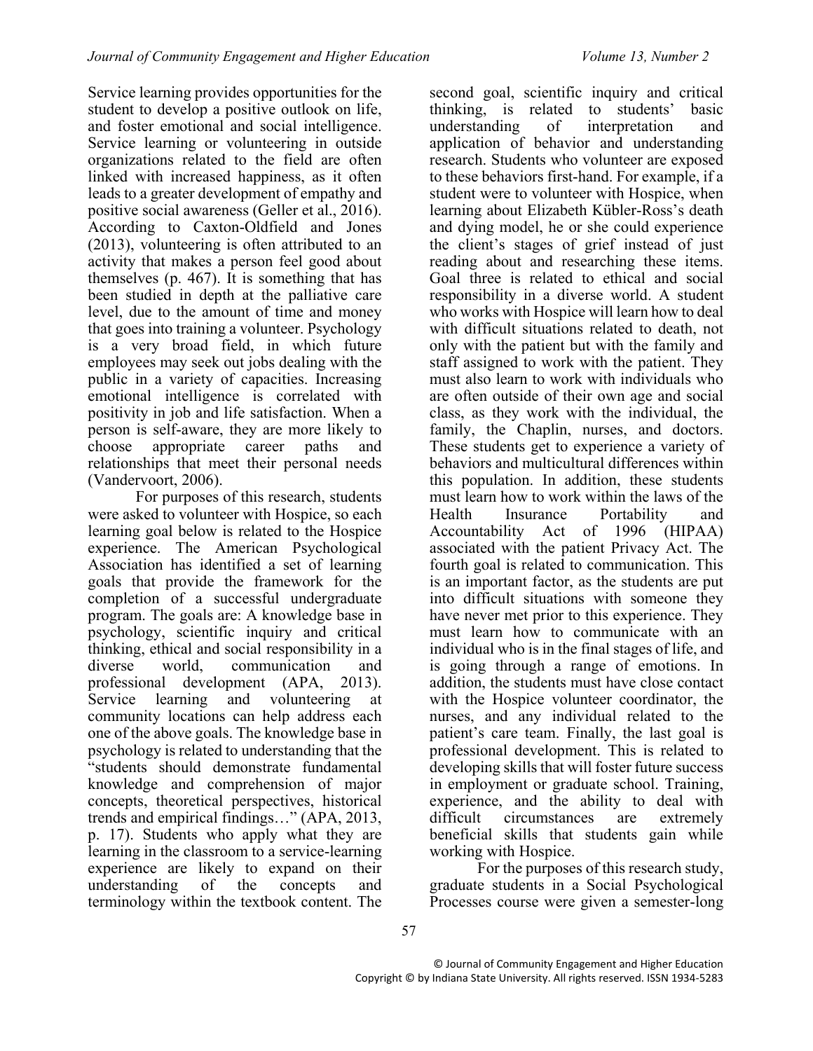Service learning provides opportunities for the student to develop a positive outlook on life, and foster emotional and social intelligence. Service learning or volunteering in outside organizations related to the field are often linked with increased happiness, as it often leads to a greater development of empathy and positive social awareness (Geller et al., 2016). According to Caxton-Oldfield and Jones (2013), volunteering is often attributed to an activity that makes a person feel good about themselves (p. 467). It is something that has been studied in depth at the palliative care level, due to the amount of time and money that goes into training a volunteer. Psychology is a very broad field, in which future employees may seek out jobs dealing with the public in a variety of capacities. Increasing emotional intelligence is correlated with positivity in job and life satisfaction. When a person is self-aware, they are more likely to choose appropriate career paths and relationships that meet their personal needs (Vandervoort, 2006).

For purposes of this research, students were asked to volunteer with Hospice, so each learning goal below is related to the Hospice experience. The American Psychological Association has identified a set of learning goals that provide the framework for the completion of a successful undergraduate program. The goals are: A knowledge base in psychology, scientific inquiry and critical thinking, ethical and social responsibility in a diverse world, communication and professional development (APA, 2013). Service learning and volunteering at community locations can help address each one of the above goals. The knowledge base in psychology is related to understanding that the "students should demonstrate fundamental knowledge and comprehension of major concepts, theoretical perspectives, historical trends and empirical findings…" (APA, 2013, p. 17). Students who apply what they are learning in the classroom to a service-learning experience are likely to expand on their understanding of the concepts and terminology within the textbook content. The second goal, scientific inquiry and critical thinking, is related to students' basic understanding of interpretation and application of behavior and understanding research. Students who volunteer are exposed to these behaviors first-hand. For example, if a student were to volunteer with Hospice, when learning about Elizabeth Kübler-Ross's death and dying model, he or she could experience the client's stages of grief instead of just reading about and researching these items. Goal three is related to ethical and social responsibility in a diverse world. A student who works with Hospice will learn how to deal with difficult situations related to death, not only with the patient but with the family and staff assigned to work with the patient. They must also learn to work with individuals who are often outside of their own age and social class, as they work with the individual, the family, the Chaplin, nurses, and doctors. These students get to experience a variety of behaviors and multicultural differences within this population. In addition, these students must learn how to work within the laws of the Health Insurance Portability and Accountability Act of 1996 (HIPAA) associated with the patient Privacy Act. The fourth goal is related to communication. This is an important factor, as the students are put into difficult situations with someone they have never met prior to this experience. They must learn how to communicate with an individual who is in the final stages of life, and is going through a range of emotions. In addition, the students must have close contact with the Hospice volunteer coordinator, the nurses, and any individual related to the patient's care team. Finally, the last goal is professional development. This is related to developing skills that will foster future success in employment or graduate school. Training, experience, and the ability to deal with difficult circumstances are extremely beneficial skills that students gain while working with Hospice.

For the purposes of this research study, graduate students in a Social Psychological Processes course were given a semester-long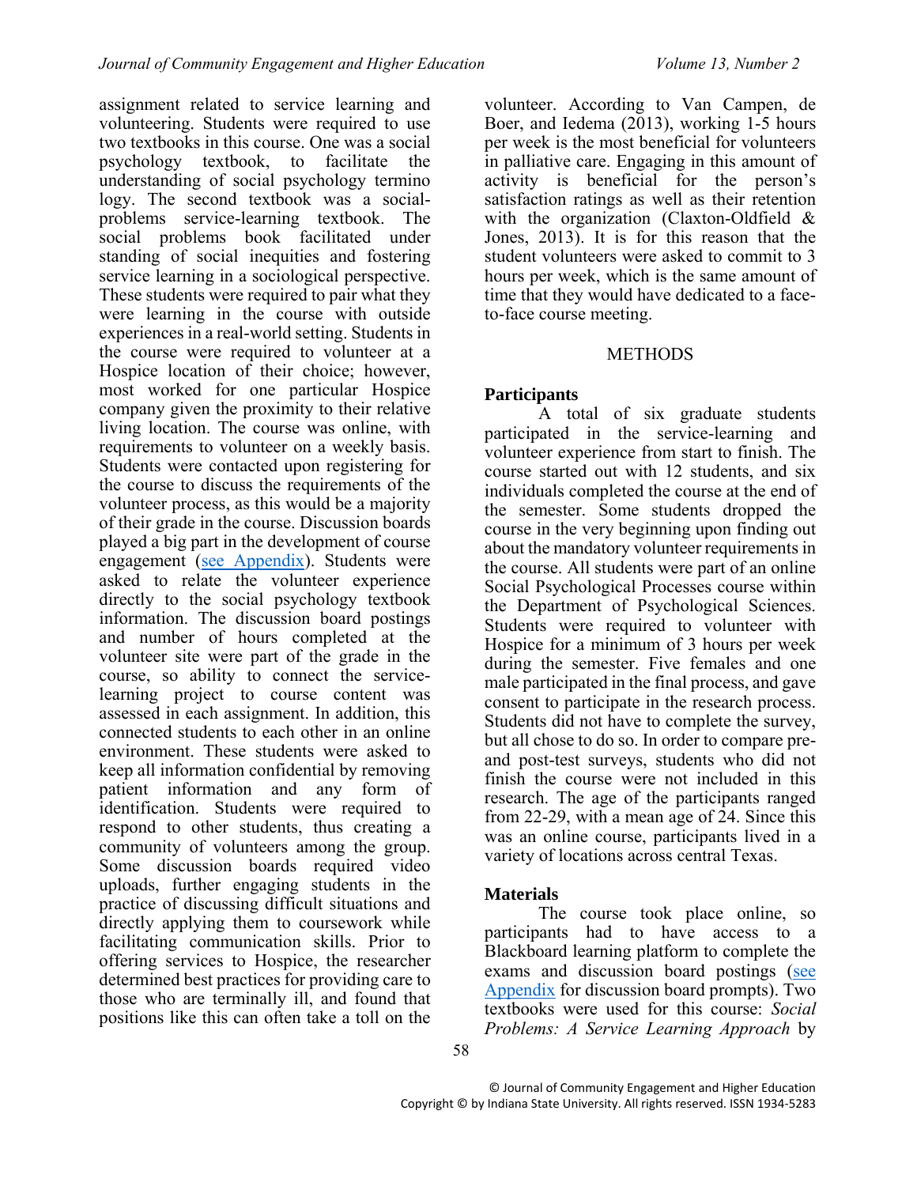assignment related to service learning and volunteering. Students were required to use two textbooks in this course. One was a social psychology textbook, to facilitate the understanding of social psychology terminology. The second textbook was a social-problems service-learning textbook. The social problems book facilitated understanding of social inequities and fostering service learning in a sociological perspective. These students were required to pair what they were learning in the course with outside experiences in a real-world setting. Students in the course were required to volunteer at a Hospice location of their choice; however, most worked for one particular Hospice company given the proximity to their relative living location. The course was online, with requirements to volunteer on a weekly basis. Students were contacted upon registering for the course to discuss the requirements of the volunteer process, as this would be a majority of their grade in the course. Discussion boards played a big part in the development of course engagement (see Appendix). Students were asked to relate the volunteer experience directly to the social psychology textbook information. The discussion board postings and number of hours completed at the volunteer site were part of the grade in the course, so ability to connect the service-learning project to course content was assessed in each assignment. In addition, this connected students to each other in an online environment. These students were asked to keep all information confidential by removing patient information and any form of identification. Students were required to respond to other students, thus creating a community of volunteers among the group. Some discussion boards required video uploads, further engaging students in the practice of discussing difficult situations and directly applying them to coursework while facilitating communication skills. Prior to offering services to Hospice, the researcher determined best practices for providing care to those who are terminally ill, and found that positions like this can often take a toll on the volunteer. According to Van Campen, de Boer, and Iedema (2013), working 1-5 hours per week is the most beneficial for volunteers in palliative care. Engaging in this amount of activity is beneficial for the person's satisfaction ratings as well as their retention with the organization (Claxton-Oldfield & Jones, 2013). It is for this reason that the student volunteers were asked to commit to 3 hours per week, which is the same amount of time that they would have dedicated to a face-to-face course meeting.

## METHODS

### Participants

A total of six graduate students participated in the service-learning and volunteer experience from start to finish. The course started out with 12 students, and six individuals completed the course at the end of the semester. Some students dropped the course in the very beginning upon finding out about the mandatory volunteer requirements in the course. All students were part of an online Social Psychological Processes course within the Department of Psychological Sciences. Students were required to volunteer with Hospice for a minimum of 3 hours per week during the semester. Five females and one male participated in the final process, and gave consent to participate in the research process. Students did not have to complete the survey, but all chose to do so. In order to compare pre- and post-test surveys, students who did not finish the course were not included in this research. The age of the participants ranged from 22-29, with a mean age of 24. Since this was an online course, participants lived in a variety of locations across central Texas.

### Materials

The course took place online, so participants had to have access to a Blackboard learning platform to complete the exams and discussion board postings (see Appendix for discussion board prompts). Two textbooks were used for this course: *Social Problems: A Service Learning Approach* by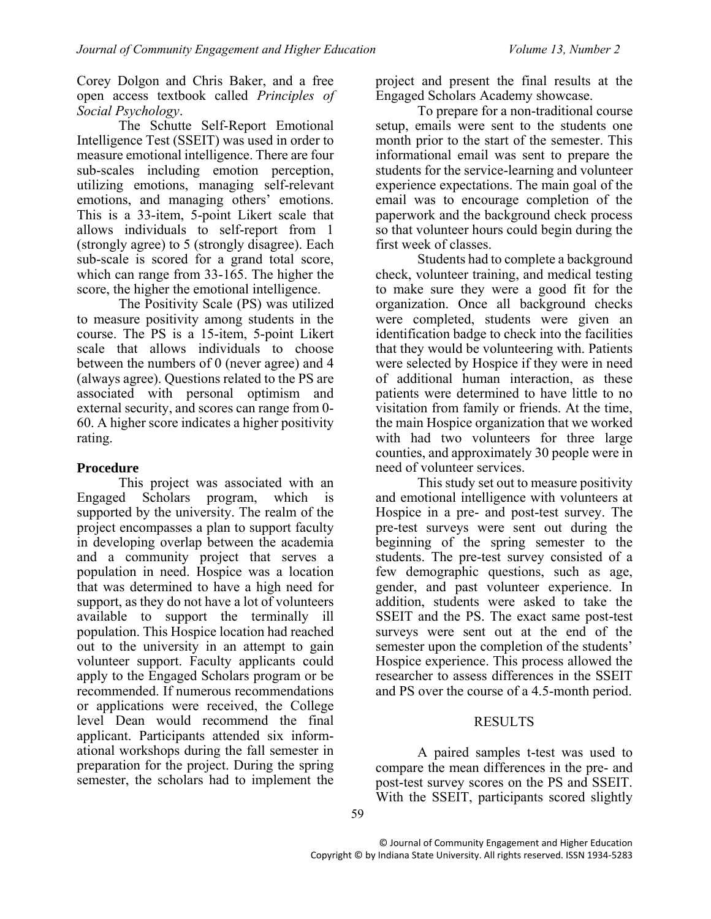Corey Dolgon and Chris Baker, and a free open access textbook called *Principles of Social Psychology*.

The Schutte Self-Report Emotional Intelligence Test (SSEIT) was used in order to measure emotional intelligence. There are four sub-scales including emotion perception, utilizing emotions, managing self-relevant emotions, and managing others' emotions. This is a 33-item, 5-point Likert scale that allows individuals to self-report from 1 (strongly agree) to 5 (strongly disagree). Each sub-scale is scored for a grand total score, which can range from 33-165. The higher the score, the higher the emotional intelligence.

The Positivity Scale (PS) was utilized to measure positivity among students in the course. The PS is a 15-item, 5-point Likert scale that allows individuals to choose between the numbers of 0 (never agree) and 4 (always agree). Questions related to the PS are associated with personal optimism and external security, and scores can range from 0-60. A higher score indicates a higher positivity rating.

### Procedure

This project was associated with an Engaged Scholars program, which is supported by the university. The realm of the project encompasses a plan to support faculty in developing overlap between the academia and a community project that serves a population in need. Hospice was a location that was determined to have a high need for support, as they do not have a lot of volunteers available to support the terminally ill population. This Hospice location had reached out to the university in an attempt to gain volunteer support. Faculty applicants could apply to the Engaged Scholars program or be recommended. If numerous recommendations or applications were received, the College level Dean would recommend the final applicant. Participants attended six informational workshops during the fall semester in preparation for the project. During the spring semester, the scholars had to implement the project and present the final results at the Engaged Scholars Academy showcase.

To prepare for a non-traditional course setup, emails were sent to the students one month prior to the start of the semester. This informational email was sent to prepare the students for the service-learning and volunteer experience expectations. The main goal of the email was to encourage completion of the paperwork and the background check process so that volunteer hours could begin during the first week of classes.

Students had to complete a background check, volunteer training, and medical testing to make sure they were a good fit for the organization. Once all background checks were completed, students were given an identification badge to check into the facilities that they would be volunteering with. Patients were selected by Hospice if they were in need of additional human interaction, as these patients were determined to have little to no visitation from family or friends. At the time, the main Hospice organization that we worked with had two volunteers for three large counties, and approximately 30 people were in need of volunteer services.

This study set out to measure positivity and emotional intelligence with volunteers at Hospice in a pre- and post-test survey. The pre-test surveys were sent out during the beginning of the spring semester to the students. The pre-test survey consisted of a few demographic questions, such as age, gender, and past volunteer experience. In addition, students were asked to take the SSEIT and the PS. The exact same post-test surveys were sent out at the end of the semester upon the completion of the students' Hospice experience. This process allowed the researcher to assess differences in the SSEIT and PS over the course of a 4.5-month period.

## RESULTS

A paired samples t-test was used to compare the mean differences in the pre- and post-test survey scores on the PS and SSEIT. With the SSEIT, participants scored slightly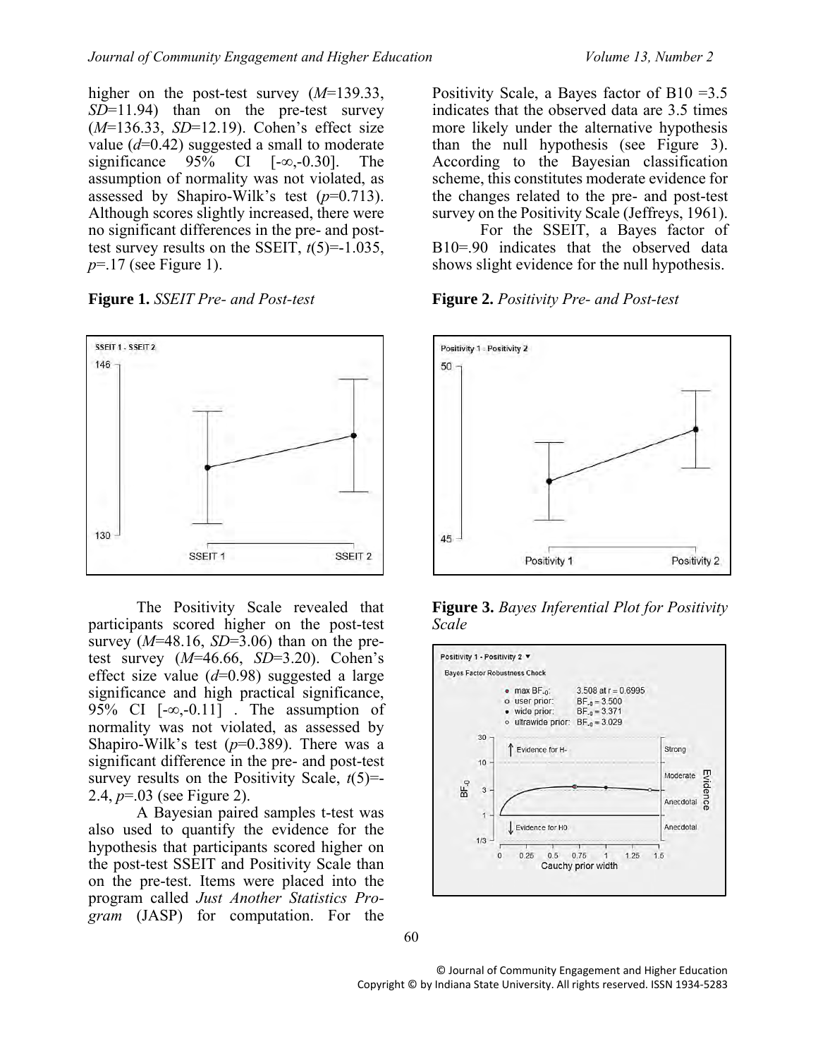higher on the post-test survey (*M*=139.33, *SD*=11.94) than on the pre-test survey (*M*=136.33, *SD*=12.19). Cohen's effect size value (*d*=0.42) suggested a small to moderate significance 95% CI [-∞,-0.30]. The assumption of normality was not violated, as assessed by Shapiro-Wilk's test (*p*=0.713). Although scores slightly increased, there were no significant differences in the pre- and post-test survey results on the SSEIT, *t*(5)=-1.035, *p*=.17 (see Figure 1).

**Figure 1.** *SSEIT Pre- and Post-test*

The Positivity Scale revealed that participants scored higher on the post-test survey (*M*=48.16, *SD*=3.06) than on the pre-test survey (*M*=46.66, *SD*=3.20). Cohen's effect size value (*d*=0.98) suggested a large significance and high practical significance, 95% CI [-∞,-0.11] . The assumption of normality was not violated, as assessed by Shapiro-Wilk's test (*p*=0.389). There was a significant difference in the pre- and post-test survey results on the Positivity Scale, *t*(5)=-2.4, *p*=.03 (see Figure 2).

A Bayesian paired samples t-test was also used to quantify the evidence for the hypothesis that participants scored higher on the post-test SSEIT and Positivity Scale than on the pre-test. Items were placed into the program called *Just Another Statistics Program* (JASP) for computation. For the Positivity Scale, a Bayes factor of B10 =3.5 indicates that the observed data are 3.5 times more likely under the alternative hypothesis than the null hypothesis (see Figure 3). According to the Bayesian classification scheme, this constitutes moderate evidence for the changes related to the pre- and post-test survey on the Positivity Scale (Jeffreys, 1961).

For the SSEIT, a Bayes factor of B10=.90 indicates that the observed data shows slight evidence for the null hypothesis.

**Figure 2.** *Positivity Pre- and Post-test*

**Figure 3.** *Bayes Inferential Plot for Positivity Scale*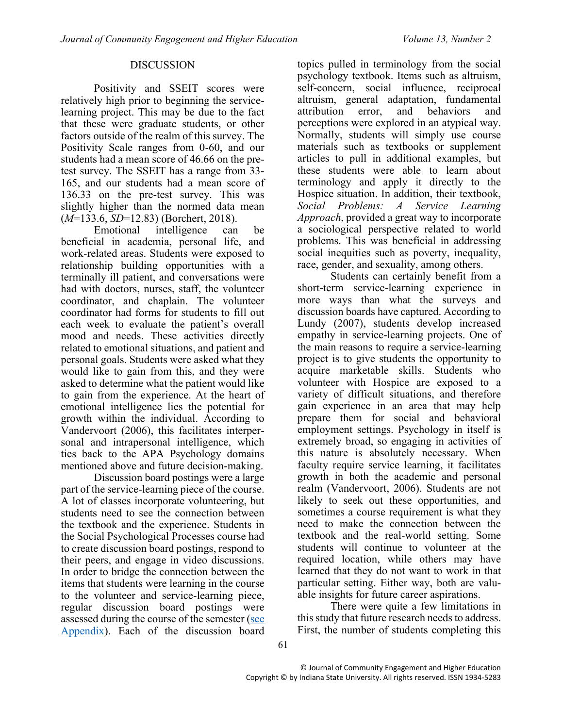## DISCUSSION

Positivity and SSEIT scores were relatively high prior to beginning the service-learning project. This may be due to the fact that these were graduate students, or other factors outside of the realm of this survey. The Positivity Scale ranges from 0-60, and our students had a mean score of 46.66 on the pre-test survey. The SSEIT has a range from 33-165, and our students had a mean score of 136.33 on the pre-test survey. This was slightly higher than the normed data mean ($M$=133.6, $SD$=12.83) (Borchert, 2018).

Emotional intelligence can be beneficial in academia, personal life, and work-related areas. Students were exposed to relationship building opportunities with a terminally ill patient, and conversations were had with doctors, nurses, staff, the volunteer coordinator, and chaplain. The volunteer coordinator had forms for students to fill out each week to evaluate the patient's overall mood and needs. These activities directly related to emotional situations, and patient and personal goals. Students were asked what they would like to gain from this, and they were asked to determine what the patient would like to gain from the experience. At the heart of emotional intelligence lies the potential for growth within the individual. According to Vandervoort (2006), this facilitates interpersonal and intrapersonal intelligence, which ties back to the APA Psychology domains mentioned above and future decision-making.

Discussion board postings were a large part of the service-learning piece of the course. A lot of classes incorporate volunteering, but students need to see the connection between the textbook and the experience. Students in the Social Psychological Processes course had to create discussion board postings, respond to their peers, and engage in video discussions. In order to bridge the connection between the items that students were learning in the course to the volunteer and service-learning piece, regular discussion board postings were assessed during the course of the semester (see Appendix). Each of the discussion board topics pulled in terminology from the social psychology textbook. Items such as altruism, self-concern, social influence, reciprocal altruism, general adaptation, fundamental attribution error, and behaviors and perceptions were explored in an atypical way. Normally, students will simply use course materials such as textbooks or supplement articles to pull in additional examples, but these students were able to learn about terminology and apply it directly to the Hospice situation. In addition, their textbook, *Social Problems: A Service Learning Approach*, provided a great way to incorporate a sociological perspective related to world problems. This was beneficial in addressing social inequities such as poverty, inequality, race, gender, and sexuality, among others.

Students can certainly benefit from a short-term service-learning experience in more ways than what the surveys and discussion boards have captured. According to Lundy (2007), students develop increased empathy in service-learning projects. One of the main reasons to require a service-learning project is to give students the opportunity to acquire marketable skills. Students who volunteer with Hospice are exposed to a variety of difficult situations, and therefore gain experience in an area that may help prepare them for social and behavioral employment settings. Psychology in itself is extremely broad, so engaging in activities of this nature is absolutely necessary. When faculty require service learning, it facilitates growth in both the academic and personal realm (Vandervoort, 2006). Students are not likely to seek out these opportunities, and sometimes a course requirement is what they need to make the connection between the textbook and the real-world setting. Some students will continue to volunteer at the required location, while others may have learned that they do not want to work in that particular setting. Either way, both are valuable insights for future career aspirations.

There were quite a few limitations in this study that future research needs to address. First, the number of students completing this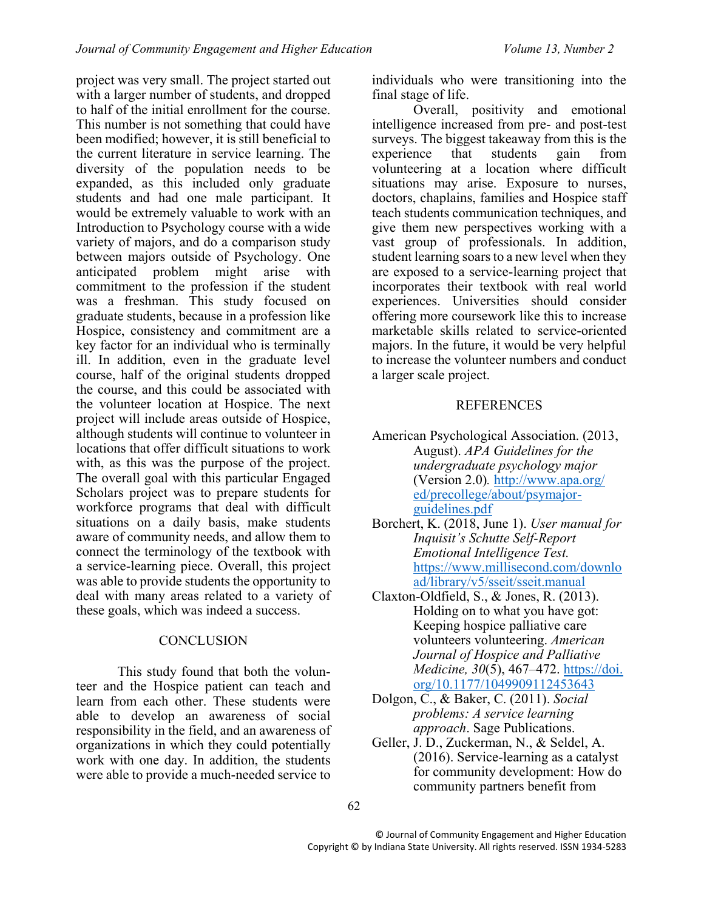project was very small. The project started out with a larger number of students, and dropped to half of the initial enrollment for the course. This number is not something that could have been modified; however, it is still beneficial to the current literature in service learning. The diversity of the population needs to be expanded, as this included only graduate students and had one male participant. It would be extremely valuable to work with an Introduction to Psychology course with a wide variety of majors, and do a comparison study between majors outside of Psychology. One anticipated problem might arise with commitment to the profession if the student was a freshman. This study focused on graduate students, because in a profession like Hospice, consistency and commitment are a key factor for an individual who is terminally ill. In addition, even in the graduate level course, half of the original students dropped the course, and this could be associated with the volunteer location at Hospice. The next project will include areas outside of Hospice, although students will continue to volunteer in locations that offer difficult situations to work with, as this was the purpose of the project. The overall goal with this particular Engaged Scholars project was to prepare students for workforce programs that deal with difficult situations on a daily basis, make students aware of community needs, and allow them to connect the terminology of the textbook with a service-learning piece. Overall, this project was able to provide students the opportunity to deal with many areas related to a variety of these goals, which was indeed a success.

## CONCLUSION

This study found that both the volunteer and the Hospice patient can teach and learn from each other. These students were able to develop an awareness of social responsibility in the field, and an awareness of organizations in which they could potentially work with one day. In addition, the students were able to provide a much-needed service to individuals who were transitioning into the final stage of life.

Overall, positivity and emotional intelligence increased from pre- and post-test surveys. The biggest takeaway from this is the experience that students gain from volunteering at a location where difficult situations may arise. Exposure to nurses, doctors, chaplains, families and Hospice staff teach students communication techniques, and give them new perspectives working with a vast group of professionals. In addition, student learning soars to a new level when they are exposed to a service-learning project that incorporates their textbook with real world experiences. Universities should consider offering more coursework like this to increase marketable skills related to service-oriented majors. In the future, it would be very helpful to increase the volunteer numbers and conduct a larger scale project.

## REFERENCES

American Psychological Association. (2013, August). *APA Guidelines for the undergraduate psychology major* (Version 2.0)*.* http://www.apa.org/ed/precollege/about/psymajor-guidelines.pdf

Borchert, K. (2018, June 1). *User manual for Inquisit's Schutte Self-Report Emotional Intelligence Test.* https://www.millisecond.com/download/library/v5/sseit/sseit.manual

Claxton-Oldfield, S., & Jones, R. (2013). Holding on to what you have got: Keeping hospice palliative care volunteers volunteering. *American Journal of Hospice and Palliative Medicine, 30*(5), 467–472. https://doi.org/10.1177/1049909112453643

Dolgon, C., & Baker, C. (2011). *Social problems: A service learning approach*. Sage Publications.

Geller, J. D., Zuckerman, N., & Seldel, A. (2016). Service-learning as a catalyst for community development: How do community partners benefit from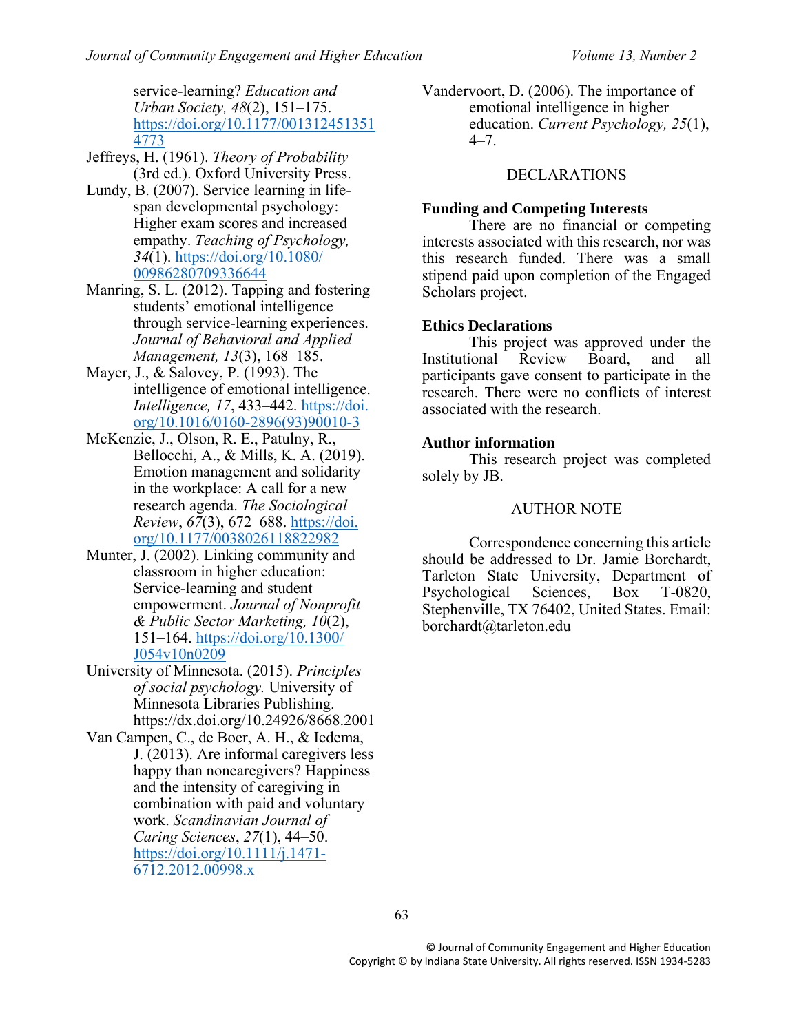service-learning? *Education and Urban Society, 48*(2), 151–175. https://doi.org/10.1177/0013124513514773

Jeffreys, H. (1961). *Theory of Probability* (3rd ed.). Oxford University Press.

Lundy, B. (2007). Service learning in life-span developmental psychology: Higher exam scores and increased empathy. *Teaching of Psychology, 34*(1). https://doi.org/10.1080/00986280709336644

Manring, S. L. (2012). Tapping and fostering students' emotional intelligence through service-learning experiences. *Journal of Behavioral and Applied Management, 13*(3), 168–185.

Mayer, J., & Salovey, P. (1993). The intelligence of emotional intelligence. *Intelligence, 17*, 433–442. https://doi.org/10.1016/0160-2896(93)90010-3

McKenzie, J., Olson, R. E., Patulny, R., Bellocchi, A., & Mills, K. A. (2019). Emotion management and solidarity in the workplace: A call for a new research agenda. *The Sociological Review*, *67*(3), 672–688. https://doi.org/10.1177/0038026118822982

Munter, J. (2002). Linking community and classroom in higher education: Service-learning and student empowerment. *Journal of Nonprofit & Public Sector Marketing, 10*(2), 151–164. https://doi.org/10.1300/J054v10n0209

University of Minnesota. (2015). *Principles of social psychology.* University of Minnesota Libraries Publishing. https://dx.doi.org/10.24926/8668.2001

Van Campen, C., de Boer, A. H., & Iedema, J. (2013). Are informal caregivers less happy than noncaregivers? Happiness and the intensity of caregiving in combination with paid and voluntary work. *Scandinavian Journal of Caring Sciences*, *27*(1), 44–50. https://doi.org/10.1111/j.1471-6712.2012.00998.x

Vandervoort, D. (2006). The importance of emotional intelligence in higher education. *Current Psychology, 25*(1), 4–7.

## DECLARATIONS

### Funding and Competing Interests

There are no financial or competing interests associated with this research, nor was this research funded. There was a small stipend paid upon completion of the Engaged Scholars project.

### Ethics Declarations

This project was approved under the Institutional Review Board, and all participants gave consent to participate in the research. There were no conflicts of interest associated with the research.

### Author information

This research project was completed solely by JB.

## AUTHOR NOTE

Correspondence concerning this article should be addressed to Dr. Jamie Borchardt, Tarleton State University, Department of Psychological Sciences, Box T-0820, Stephenville, TX 76402, United States. Email: borchardt@tarleton.edu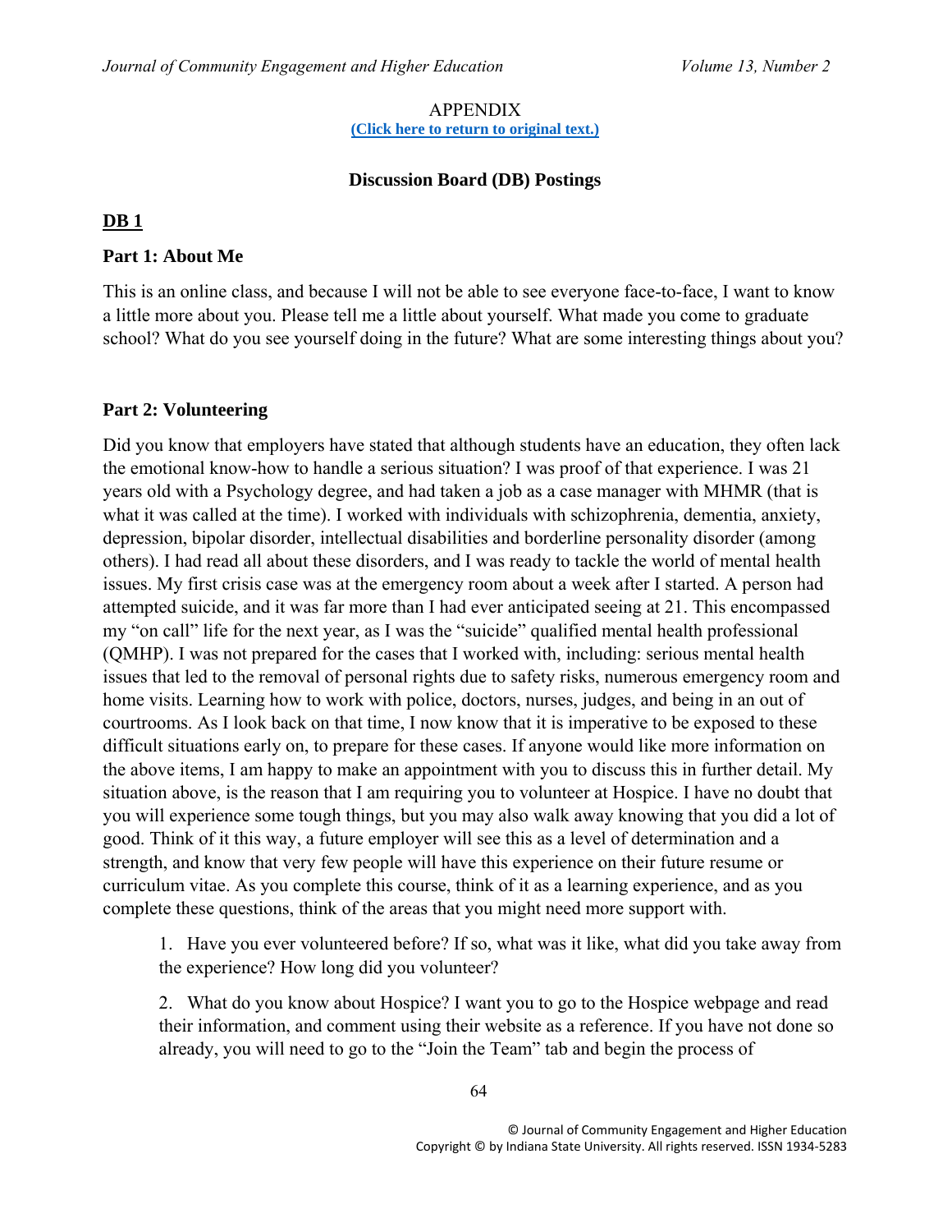APPENDIX

**(Click here to return to original text.)**

**Discussion Board (DB) Postings**

## DB 1

### Part 1: About Me

This is an online class, and because I will not be able to see everyone face-to-face, I want to know a little more about you. Please tell me a little about yourself. What made you come to graduate school? What do you see yourself doing in the future? What are some interesting things about you?

### Part 2: Volunteering

Did you know that employers have stated that although students have an education, they often lack the emotional know-how to handle a serious situation? I was proof of that experience. I was 21 years old with a Psychology degree, and had taken a job as a case manager with MHMR (that is what it was called at the time). I worked with individuals with schizophrenia, dementia, anxiety, depression, bipolar disorder, intellectual disabilities and borderline personality disorder (among others). I had read all about these disorders, and I was ready to tackle the world of mental health issues. My first crisis case was at the emergency room about a week after I started. A person had attempted suicide, and it was far more than I had ever anticipated seeing at 21. This encompassed my "on call" life for the next year, as I was the "suicide" qualified mental health professional (QMHP). I was not prepared for the cases that I worked with, including: serious mental health issues that led to the removal of personal rights due to safety risks, numerous emergency room and home visits. Learning how to work with police, doctors, nurses, judges, and being in an out of courtrooms. As I look back on that time, I now know that it is imperative to be exposed to these difficult situations early on, to prepare for these cases. If anyone would like more information on the above items, I am happy to make an appointment with you to discuss this in further detail. My situation above, is the reason that I am requiring you to volunteer at Hospice. I have no doubt that you will experience some tough things, but you may also walk away knowing that you did a lot of good. Think of it this way, a future employer will see this as a level of determination and a strength, and know that very few people will have this experience on their future resume or curriculum vitae. As you complete this course, think of it as a learning experience, and as you complete these questions, think of the areas that you might need more support with.

1. Have you ever volunteered before? If so, what was it like, what did you take away from the experience? How long did you volunteer?
2. What do you know about Hospice? I want you to go to the Hospice webpage and read their information, and comment using their website as a reference. If you have not done so already, you will need to go to the "Join the Team" tab and begin the process of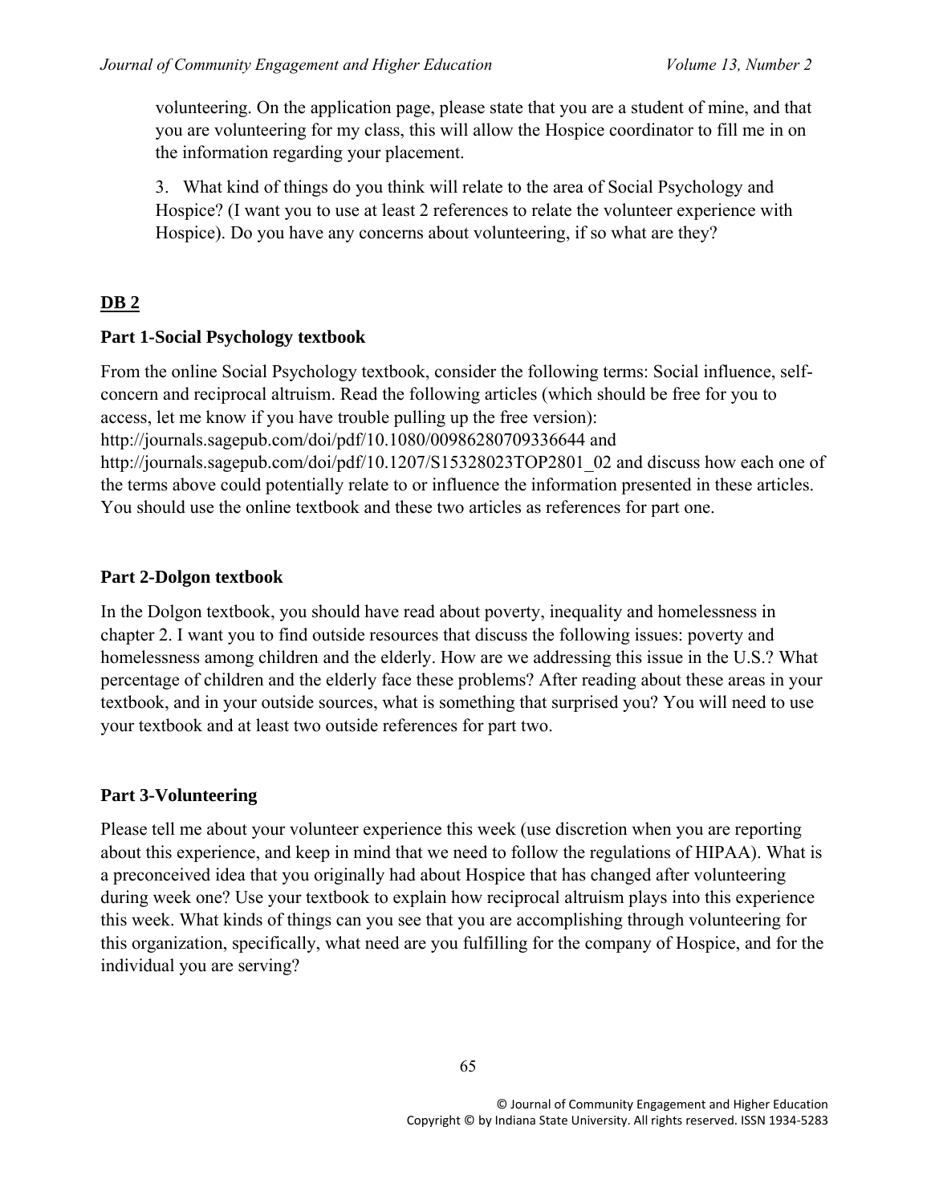volunteering. On the application page, please state that you are a student of mine, and that you are volunteering for my class, this will allow the Hospice coordinator to fill me in on the information regarding your placement.

3. What kind of things do you think will relate to the area of Social Psychology and Hospice? (I want you to use at least 2 references to relate the volunteer experience with Hospice). Do you have any concerns about volunteering, if so what are they?

## DB 2

### Part 1-Social Psychology textbook

From the online Social Psychology textbook, consider the following terms: Social influence, self-concern and reciprocal altruism. Read the following articles (which should be free for you to access, let me know if you have trouble pulling up the free version): http://journals.sagepub.com/doi/pdf/10.1080/00986280709336644 and http://journals.sagepub.com/doi/pdf/10.1207/S15328023TOP2801_02 and discuss how each one of the terms above could potentially relate to or influence the information presented in these articles. You should use the online textbook and these two articles as references for part one.

### Part 2-Dolgon textbook

In the Dolgon textbook, you should have read about poverty, inequality and homelessness in chapter 2. I want you to find outside resources that discuss the following issues: poverty and homelessness among children and the elderly. How are we addressing this issue in the U.S.? What percentage of children and the elderly face these problems? After reading about these areas in your textbook, and in your outside sources, what is something that surprised you? You will need to use your textbook and at least two outside references for part two.

### Part 3-Volunteering

Please tell me about your volunteer experience this week (use discretion when you are reporting about this experience, and keep in mind that we need to follow the regulations of HIPAA). What is a preconceived idea that you originally had about Hospice that has changed after volunteering during week one? Use your textbook to explain how reciprocal altruism plays into this experience this week. What kinds of things can you see that you are accomplishing through volunteering for this organization, specifically, what need are you fulfilling for the company of Hospice, and for the individual you are serving?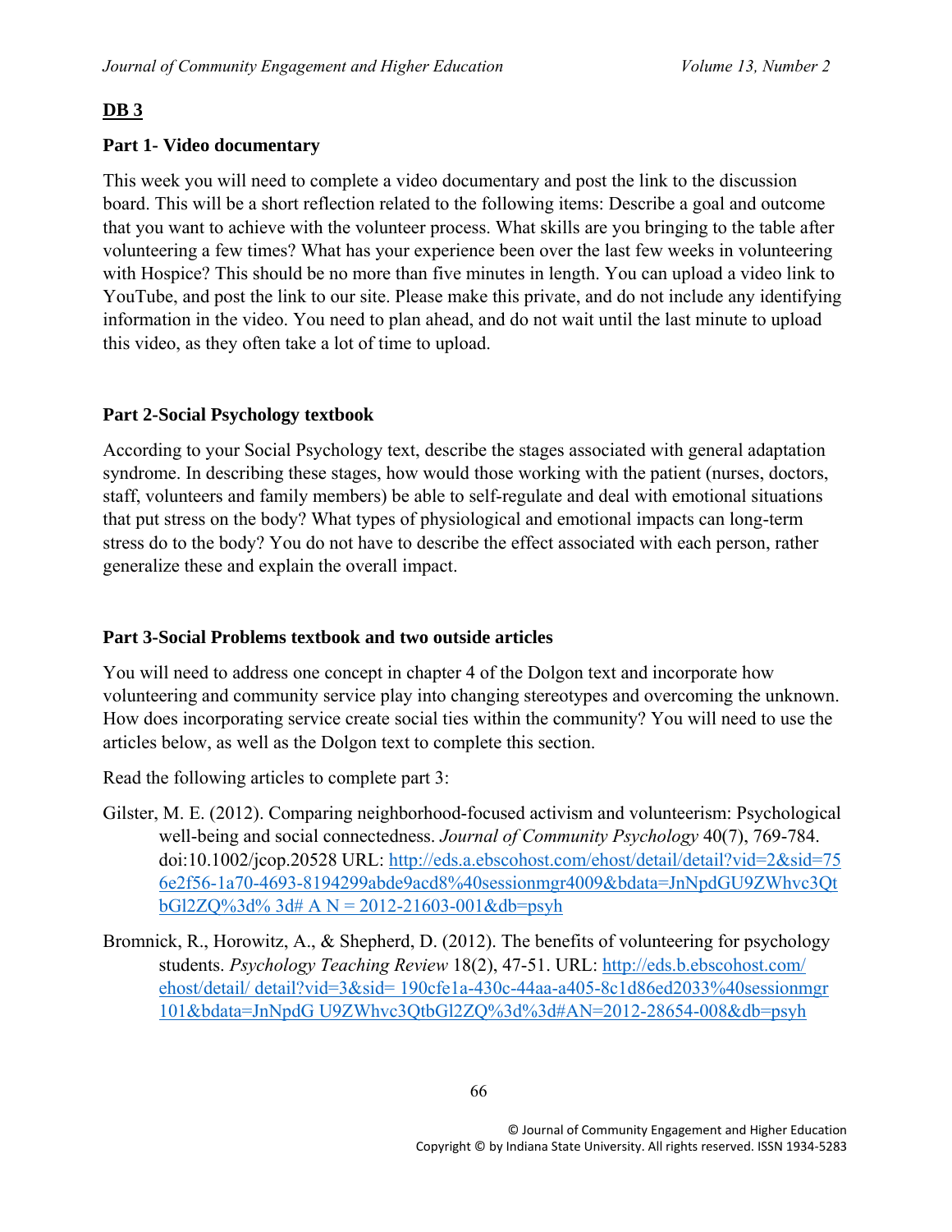## DB 3

### Part 1- Video documentary

This week you will need to complete a video documentary and post the link to the discussion board. This will be a short reflection related to the following items: Describe a goal and outcome that you want to achieve with the volunteer process. What skills are you bringing to the table after volunteering a few times? What has your experience been over the last few weeks in volunteering with Hospice? This should be no more than five minutes in length. You can upload a video link to YouTube, and post the link to our site. Please make this private, and do not include any identifying information in the video. You need to plan ahead, and do not wait until the last minute to upload this video, as they often take a lot of time to upload.

### Part 2-Social Psychology textbook

According to your Social Psychology text, describe the stages associated with general adaptation syndrome. In describing these stages, how would those working with the patient (nurses, doctors, staff, volunteers and family members) be able to self-regulate and deal with emotional situations that put stress on the body? What types of physiological and emotional impacts can long-term stress do to the body? You do not have to describe the effect associated with each person, rather generalize these and explain the overall impact.

### Part 3-Social Problems textbook and two outside articles

You will need to address one concept in chapter 4 of the Dolgon text and incorporate how volunteering and community service play into changing stereotypes and overcoming the unknown. How does incorporating service create social ties within the community? You will need to use the articles below, as well as the Dolgon text to complete this section.

Read the following articles to complete part 3:

Gilster, M. E. (2012). Comparing neighborhood-focused activism and volunteerism: Psychological well-being and social connectedness. *Journal of Community Psychology* 40(7), 769-784. doi:10.1002/jcop.20528 URL: http://eds.a.ebscohost.com/ehost/detail/detail?vid=2&sid=756e2f56-1a70-4693-8194299abde9acd8%40sessionmgr4009&bdata=JnNpdGU9ZWhvc3QtbGl2ZQ%3d% 3d# A N = 2012-21603-001&db=psyh

Bromnick, R., Horowitz, A., & Shepherd, D. (2012). The benefits of volunteering for psychology students. *Psychology Teaching Review* 18(2), 47-51. URL: http://eds.b.ebscohost.com/ ehost/detail/ detail?vid=3&sid= 190cfe1a-430c-44aa-a405-8c1d86ed2033%40sessionmgr101&bdata=JnNpdG U9ZWhvc3QtbGl2ZQ%3d%3d#AN=2012-28654-008&db=psyh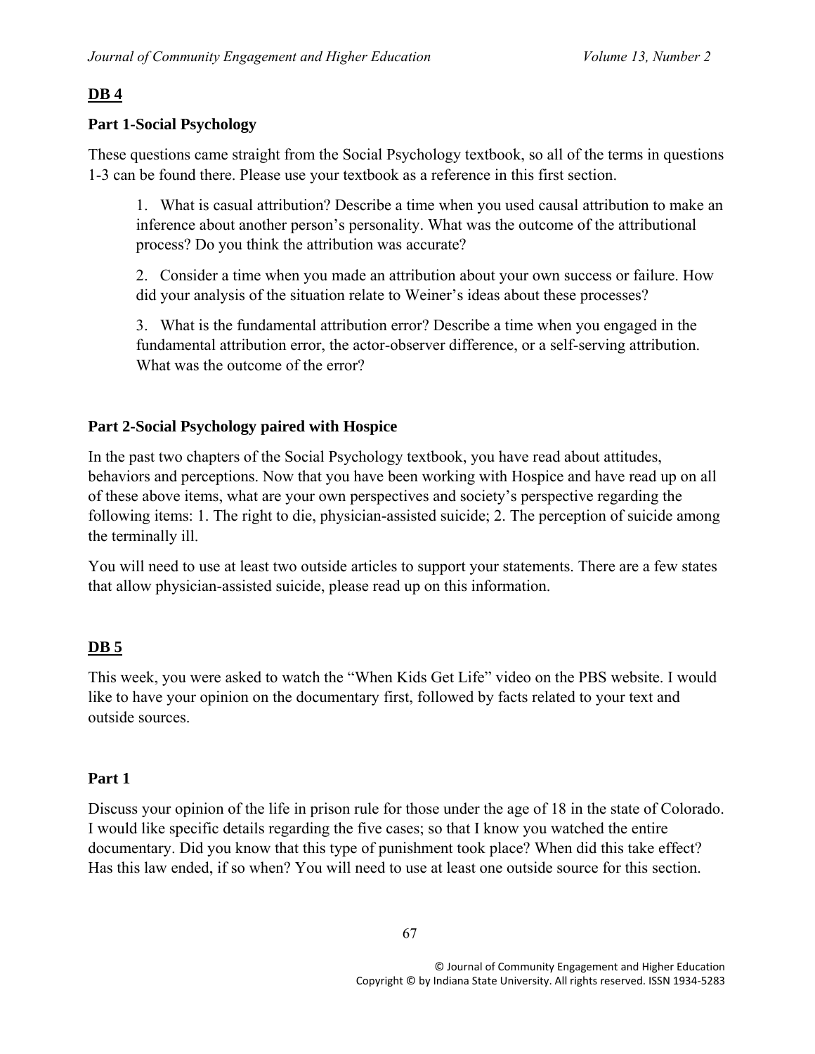## DB 4

### Part 1-Social Psychology

These questions came straight from the Social Psychology textbook, so all of the terms in questions 1-3 can be found there. Please use your textbook as a reference in this first section.

1. What is casual attribution? Describe a time when you used causal attribution to make an inference about another person's personality. What was the outcome of the attributional process? Do you think the attribution was accurate?

2. Consider a time when you made an attribution about your own success or failure. How did your analysis of the situation relate to Weiner's ideas about these processes?

3. What is the fundamental attribution error? Describe a time when you engaged in the fundamental attribution error, the actor-observer difference, or a self-serving attribution. What was the outcome of the error?

### Part 2-Social Psychology paired with Hospice

In the past two chapters of the Social Psychology textbook, you have read about attitudes, behaviors and perceptions. Now that you have been working with Hospice and have read up on all of these above items, what are your own perspectives and society's perspective regarding the following items: 1. The right to die, physician-assisted suicide; 2. The perception of suicide among the terminally ill.

You will need to use at least two outside articles to support your statements. There are a few states that allow physician-assisted suicide, please read up on this information.

## DB 5

This week, you were asked to watch the "When Kids Get Life" video on the PBS website. I would like to have your opinion on the documentary first, followed by facts related to your text and outside sources.

### Part 1

Discuss your opinion of the life in prison rule for those under the age of 18 in the state of Colorado. I would like specific details regarding the five cases; so that I know you watched the entire documentary. Did you know that this type of punishment took place? When did this take effect? Has this law ended, if so when? You will need to use at least one outside source for this section.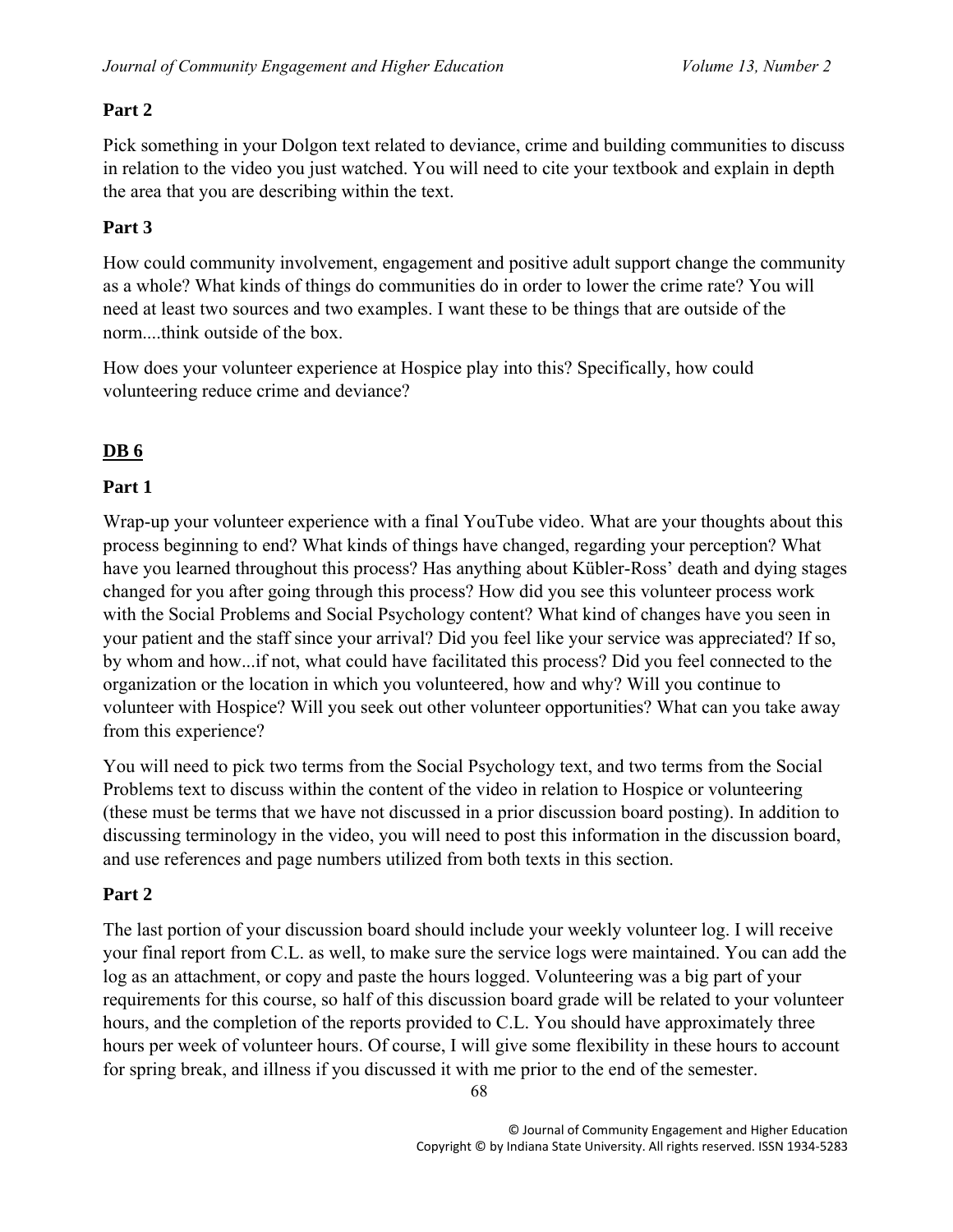**Part 2**

Pick something in your Dolgon text related to deviance, crime and building communities to discuss in relation to the video you just watched. You will need to cite your textbook and explain in depth the area that you are describing within the text.

**Part 3**

How could community involvement, engagement and positive adult support change the community as a whole? What kinds of things do communities do in order to lower the crime rate? You will need at least two sources and two examples. I want these to be things that are outside of the norm....think outside of the box.

How does your volunteer experience at Hospice play into this? Specifically, how could volunteering reduce crime and deviance?

## DB 6

**Part 1**

Wrap-up your volunteer experience with a final YouTube video. What are your thoughts about this process beginning to end? What kinds of things have changed, regarding your perception? What have you learned throughout this process? Has anything about Kübler-Ross' death and dying stages changed for you after going through this process? How did you see this volunteer process work with the Social Problems and Social Psychology content? What kind of changes have you seen in your patient and the staff since your arrival? Did you feel like your service was appreciated? If so, by whom and how...if not, what could have facilitated this process? Did you feel connected to the organization or the location in which you volunteered, how and why? Will you continue to volunteer with Hospice? Will you seek out other volunteer opportunities? What can you take away from this experience?

You will need to pick two terms from the Social Psychology text, and two terms from the Social Problems text to discuss within the content of the video in relation to Hospice or volunteering (these must be terms that we have not discussed in a prior discussion board posting). In addition to discussing terminology in the video, you will need to post this information in the discussion board, and use references and page numbers utilized from both texts in this section.

**Part 2**

The last portion of your discussion board should include your weekly volunteer log. I will receive your final report from C.L. as well, to make sure the service logs were maintained. You can add the log as an attachment, or copy and paste the hours logged. Volunteering was a big part of your requirements for this course, so half of this discussion board grade will be related to your volunteer hours, and the completion of the reports provided to C.L. You should have approximately three hours per week of volunteer hours. Of course, I will give some flexibility in these hours to account for spring break, and illness if you discussed it with me prior to the end of the semester.